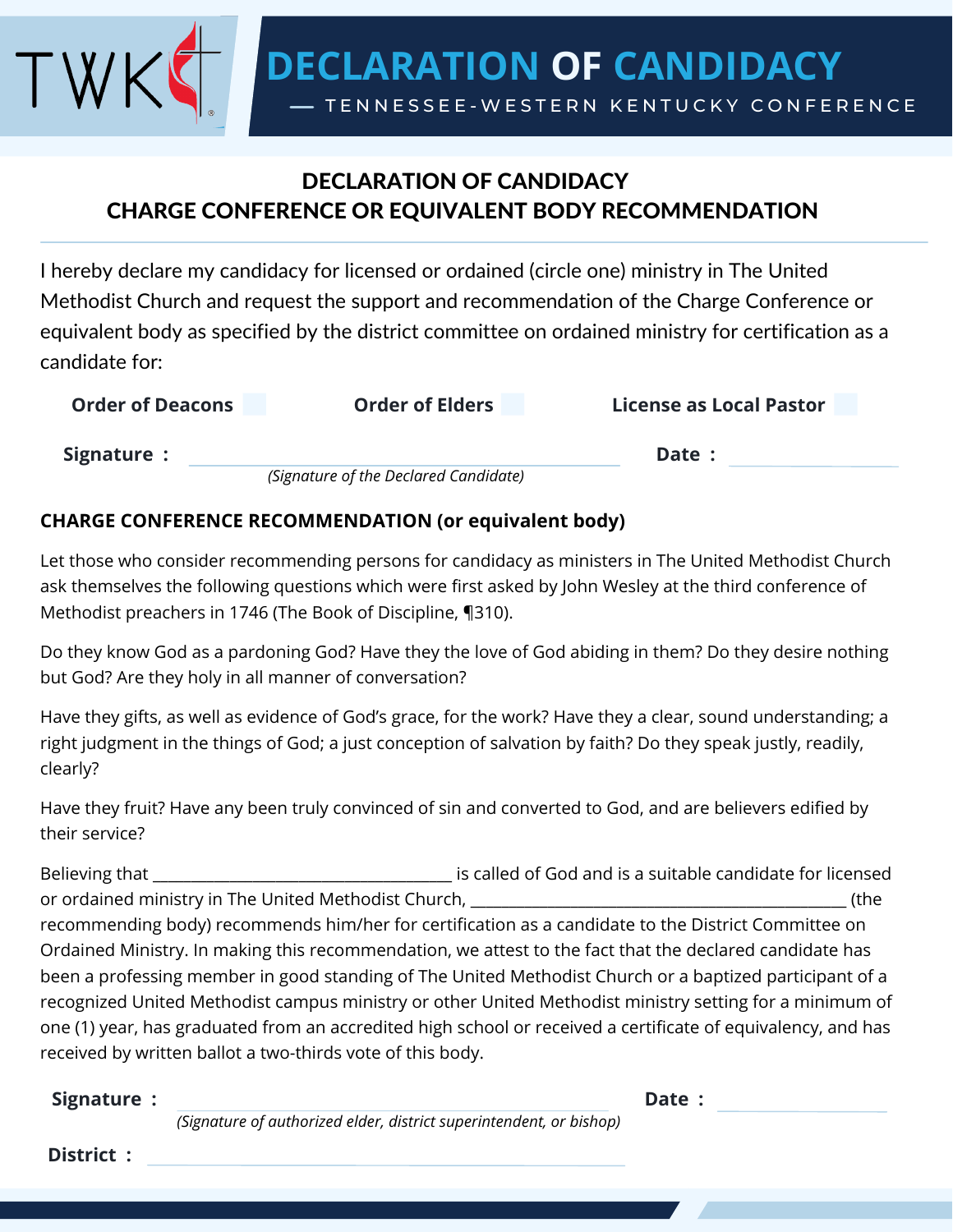# DECLARATION OF CANDIDACY

— TENNESSEE-WESTERN KENTUCKY CONFERENCE

## DECLARATION OF CANDIDACY
## CHARGE CONFERENCE OR EQUIVALENT BODY RECOMMENDATION

I hereby declare my candidacy for licensed or ordained (circle one) ministry in The United Methodist Church and request the support and recommendation of the Charge Conference or equivalent body as specified by the district committee on ordained ministry for certification as a candidate for:

**Order of Deacons** ☐ **Order of Elders** ☐ **License as Local Pastor** ☐

**Signature :** ______________________________ **Date :** ______________

*(Signature of the Declared Candidate)*

### CHARGE CONFERENCE RECOMMENDATION (or equivalent body)

Let those who consider recommending persons for candidacy as ministers in The United Methodist Church ask themselves the following questions which were first asked by John Wesley at the third conference of Methodist preachers in 1746 (The Book of Discipline, ¶310).

Do they know God as a pardoning God? Have they the love of God abiding in them? Do they desire nothing but God? Are they holy in all manner of conversation?

Have they gifts, as well as evidence of God's grace, for the work? Have they a clear, sound understanding; a right judgment in the things of God; a just conception of salvation by faith? Do they speak justly, readily, clearly?

Have they fruit? Have any been truly convinced of sin and converted to God, and are believers edified by their service?

Believing that ___________________________________ is called of God and is a suitable candidate for licensed or ordained ministry in The United Methodist Church, ___________________________________________ (the recommending body) recommends him/her for certification as a candidate to the District Committee on Ordained Ministry. In making this recommendation, we attest to the fact that the declared candidate has been a professing member in good standing of The United Methodist Church or a baptized participant of a recognized United Methodist campus ministry or other United Methodist ministry setting for a minimum of one (1) year, has graduated from an accredited high school or received a certificate of equivalency, and has received by written ballot a two-thirds vote of this body.

**Signature :** ______________________________ **Date :** ______________

*(Signature of authorized elder, district superintendent, or bishop)*

**District :** ______________________________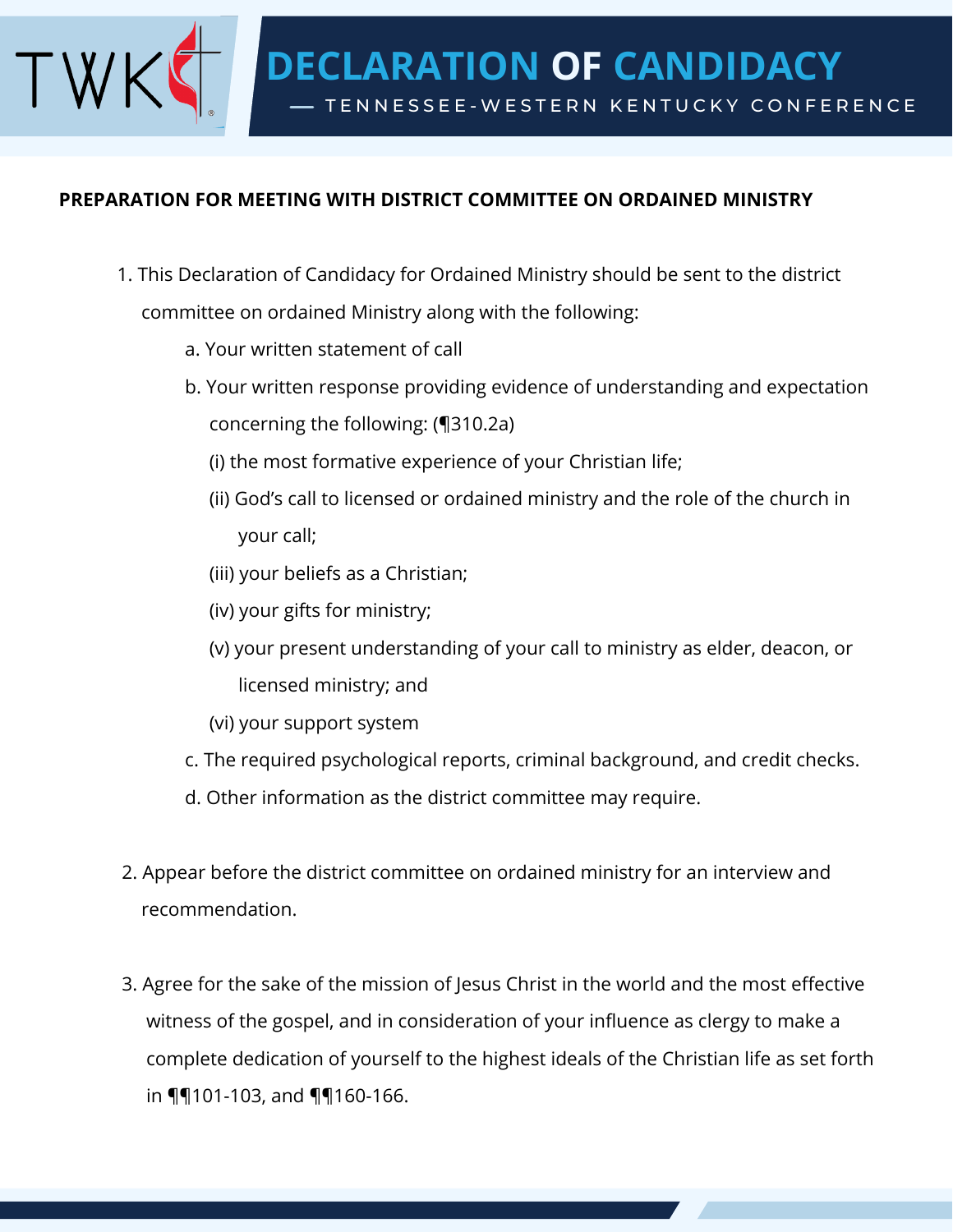# DECLARATION OF CANDIDACY

— TENNESSEE-WESTERN KENTUCKY CONFERENCE

**PREPARATION FOR MEETING WITH DISTRICT COMMITTEE ON ORDAINED MINISTRY**

1. This Declaration of Candidacy for Ordained Ministry should be sent to the district committee on ordained Ministry along with the following:
   a. Your written statement of call
   b. Your written response providing evidence of understanding and expectation concerning the following: (¶310.2a)
      (i) the most formative experience of your Christian life;
      (ii) God's call to licensed or ordained ministry and the role of the church in your call;
      (iii) your beliefs as a Christian;
      (iv) your gifts for ministry;
      (v) your present understanding of your call to ministry as elder, deacon, or licensed ministry; and
      (vi) your support system
   c. The required psychological reports, criminal background, and credit checks.
   d. Other information as the district committee may require.

2. Appear before the district committee on ordained ministry for an interview and recommendation.

3. Agree for the sake of the mission of Jesus Christ in the world and the most effective witness of the gospel, and in consideration of your influence as clergy to make a complete dedication of yourself to the highest ideals of the Christian life as set forth in ¶¶101-103, and ¶¶160-166.